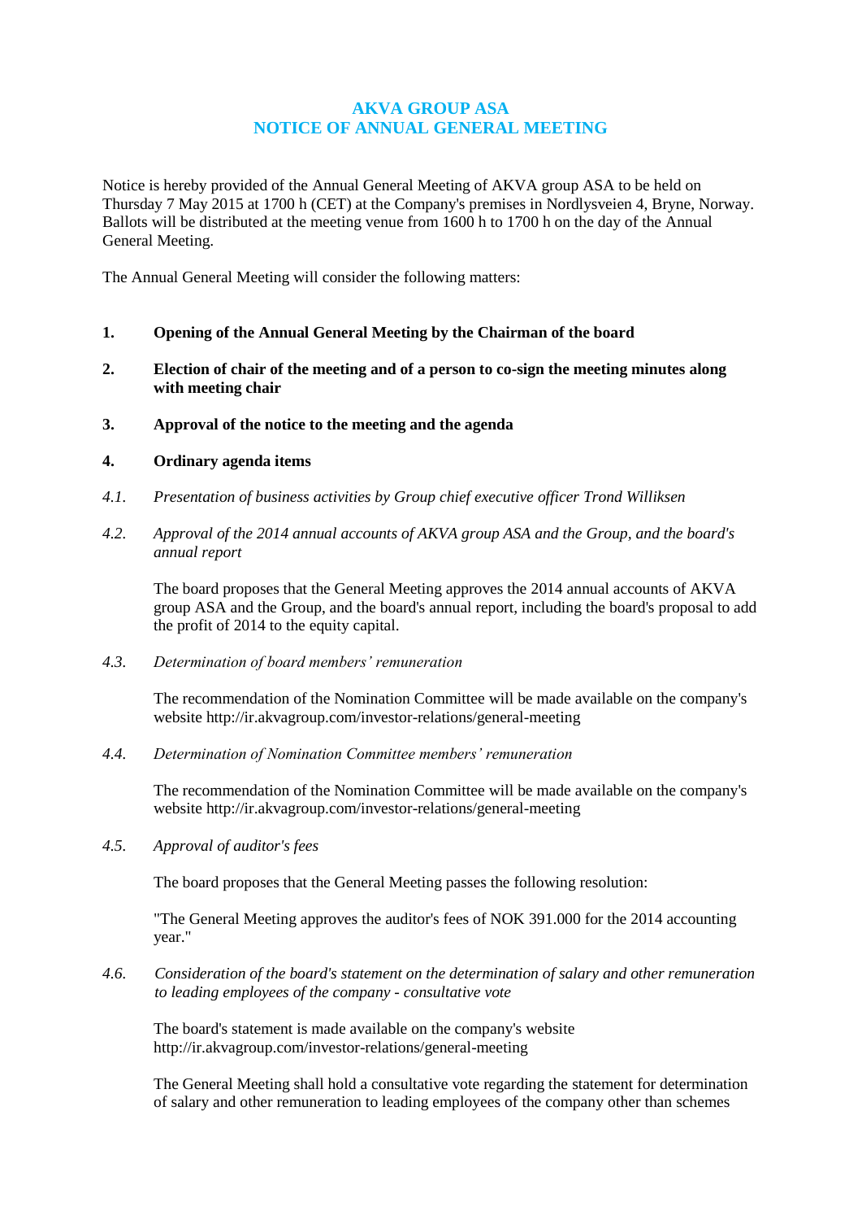# AKVA GROUP ASA
# NOTICE OF ANNUAL GENERAL MEETING

Notice is hereby provided of the Annual General Meeting of AKVA group ASA to be held on Thursday 7 May 2015 at 1700 h (CET) at the Company's premises in Nordlysveien 4, Bryne, Norway. Ballots will be distributed at the meeting venue from 1600 h to 1700 h on the day of the Annual General Meeting.

The Annual General Meeting will consider the following matters:

**1. Opening of the Annual General Meeting by the Chairman of the board**

**2. Election of chair of the meeting and of a person to co-sign the meeting minutes along with meeting chair**

**3. Approval of the notice to the meeting and the agenda**

**4. Ordinary agenda items**

*4.1. Presentation of business activities by Group chief executive officer Trond Williksen*

*4.2. Approval of the 2014 annual accounts of AKVA group ASA and the Group, and the board's annual report*

The board proposes that the General Meeting approves the 2014 annual accounts of AKVA group ASA and the Group, and the board's annual report, including the board's proposal to add the profit of 2014 to the equity capital.

*4.3. Determination of board members' remuneration*

The recommendation of the Nomination Committee will be made available on the company's website http://ir.akvagroup.com/investor-relations/general-meeting

*4.4. Determination of Nomination Committee members' remuneration*

The recommendation of the Nomination Committee will be made available on the company's website http://ir.akvagroup.com/investor-relations/general-meeting

*4.5. Approval of auditor's fees*

The board proposes that the General Meeting passes the following resolution:

"The General Meeting approves the auditor's fees of NOK 391.000 for the 2014 accounting year."

*4.6. Consideration of the board's statement on the determination of salary and other remuneration to leading employees of the company - consultative vote*

The board's statement is made available on the company's website http://ir.akvagroup.com/investor-relations/general-meeting

The General Meeting shall hold a consultative vote regarding the statement for determination of salary and other remuneration to leading employees of the company other than schemes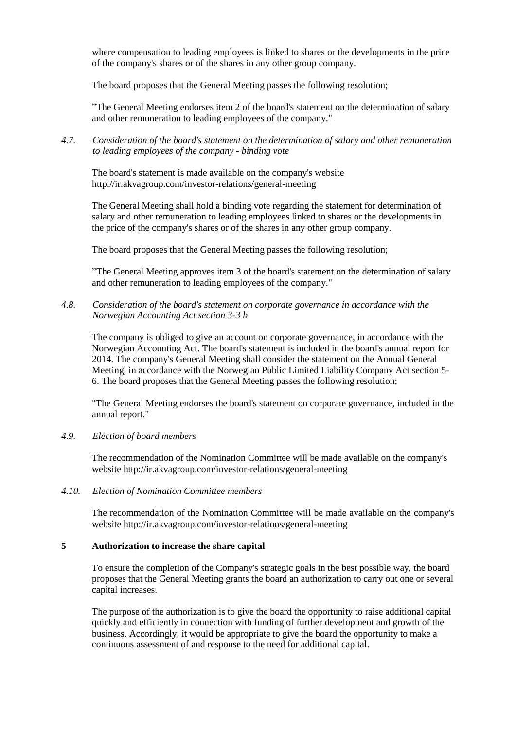where compensation to leading employees is linked to shares or the developments in the price of the company's shares or of the shares in any other group company.

The board proposes that the General Meeting passes the following resolution;

"The General Meeting endorses item 2 of the board's statement on the determination of salary and other remuneration to leading employees of the company."

*4.7. Consideration of the board's statement on the determination of salary and other remuneration to leading employees of the company - binding vote*

The board's statement is made available on the company's website http://ir.akvagroup.com/investor-relations/general-meeting

The General Meeting shall hold a binding vote regarding the statement for determination of salary and other remuneration to leading employees linked to shares or the developments in the price of the company's shares or of the shares in any other group company.

The board proposes that the General Meeting passes the following resolution;

"The General Meeting approves item 3 of the board's statement on the determination of salary and other remuneration to leading employees of the company."

*4.8. Consideration of the board's statement on corporate governance in accordance with the Norwegian Accounting Act section 3-3 b*

The company is obliged to give an account on corporate governance, in accordance with the Norwegian Accounting Act. The board's statement is included in the board's annual report for 2014. The company's General Meeting shall consider the statement on the Annual General Meeting, in accordance with the Norwegian Public Limited Liability Company Act section 5-6. The board proposes that the General Meeting passes the following resolution;

"The General Meeting endorses the board's statement on corporate governance, included in the annual report."

*4.9. Election of board members*

The recommendation of the Nomination Committee will be made available on the company's website http://ir.akvagroup.com/investor-relations/general-meeting

*4.10. Election of Nomination Committee members*

The recommendation of the Nomination Committee will be made available on the company's website http://ir.akvagroup.com/investor-relations/general-meeting

## 5 Authorization to increase the share capital

To ensure the completion of the Company's strategic goals in the best possible way, the board proposes that the General Meeting grants the board an authorization to carry out one or several capital increases.

The purpose of the authorization is to give the board the opportunity to raise additional capital quickly and efficiently in connection with funding of further development and growth of the business. Accordingly, it would be appropriate to give the board the opportunity to make a continuous assessment of and response to the need for additional capital.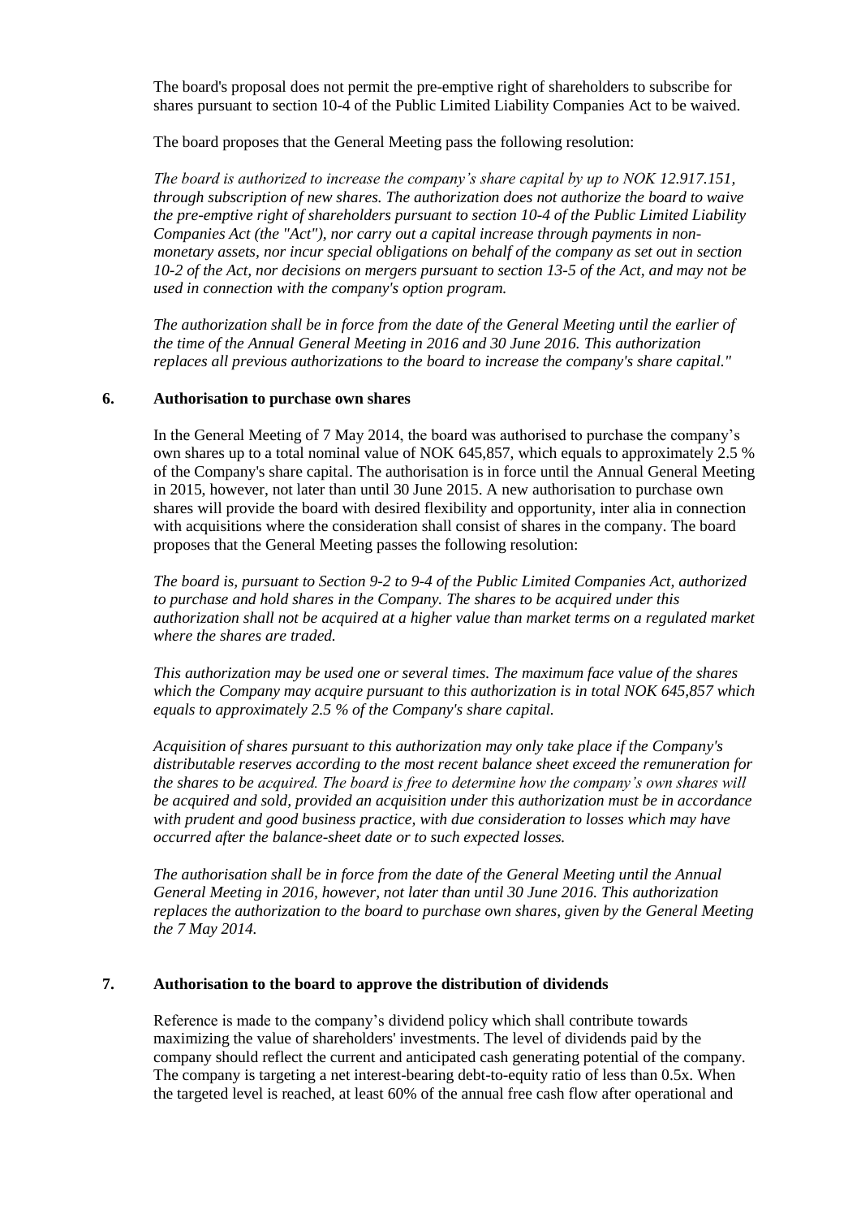The board's proposal does not permit the pre-emptive right of shareholders to subscribe for shares pursuant to section 10-4 of the Public Limited Liability Companies Act to be waived.

The board proposes that the General Meeting pass the following resolution:

*The board is authorized to increase the company's share capital by up to NOK 12.917.151, through subscription of new shares. The authorization does not authorize the board to waive the pre-emptive right of shareholders pursuant to section 10-4 of the Public Limited Liability Companies Act (the "Act"), nor carry out a capital increase through payments in non-monetary assets, nor incur special obligations on behalf of the company as set out in section 10-2 of the Act, nor decisions on mergers pursuant to section 13-5 of the Act, and may not be used in connection with the company's option program.*

*The authorization shall be in force from the date of the General Meeting until the earlier of the time of the Annual General Meeting in 2016 and 30 June 2016. This authorization replaces all previous authorizations to the board to increase the company's share capital."*

## 6. Authorisation to purchase own shares

In the General Meeting of 7 May 2014, the board was authorised to purchase the company's own shares up to a total nominal value of NOK 645,857, which equals to approximately 2.5 % of the Company's share capital. The authorisation is in force until the Annual General Meeting in 2015, however, not later than until 30 June 2015. A new authorisation to purchase own shares will provide the board with desired flexibility and opportunity, inter alia in connection with acquisitions where the consideration shall consist of shares in the company. The board proposes that the General Meeting passes the following resolution:

*The board is, pursuant to Section 9-2 to 9-4 of the Public Limited Companies Act, authorized to purchase and hold shares in the Company. The shares to be acquired under this authorization shall not be acquired at a higher value than market terms on a regulated market where the shares are traded.*

*This authorization may be used one or several times. The maximum face value of the shares which the Company may acquire pursuant to this authorization is in total NOK 645,857 which equals to approximately 2.5 % of the Company's share capital.*

*Acquisition of shares pursuant to this authorization may only take place if the Company's distributable reserves according to the most recent balance sheet exceed the remuneration for the shares to be acquired. The board is free to determine how the company's own shares will be acquired and sold, provided an acquisition under this authorization must be in accordance with prudent and good business practice, with due consideration to losses which may have occurred after the balance-sheet date or to such expected losses.*

*The authorisation shall be in force from the date of the General Meeting until the Annual General Meeting in 2016, however, not later than until 30 June 2016. This authorization replaces the authorization to the board to purchase own shares, given by the General Meeting the 7 May 2014.*

## 7. Authorisation to the board to approve the distribution of dividends

Reference is made to the company's dividend policy which shall contribute towards maximizing the value of shareholders' investments. The level of dividends paid by the company should reflect the current and anticipated cash generating potential of the company. The company is targeting a net interest-bearing debt-to-equity ratio of less than 0.5x. When the targeted level is reached, at least 60% of the annual free cash flow after operational and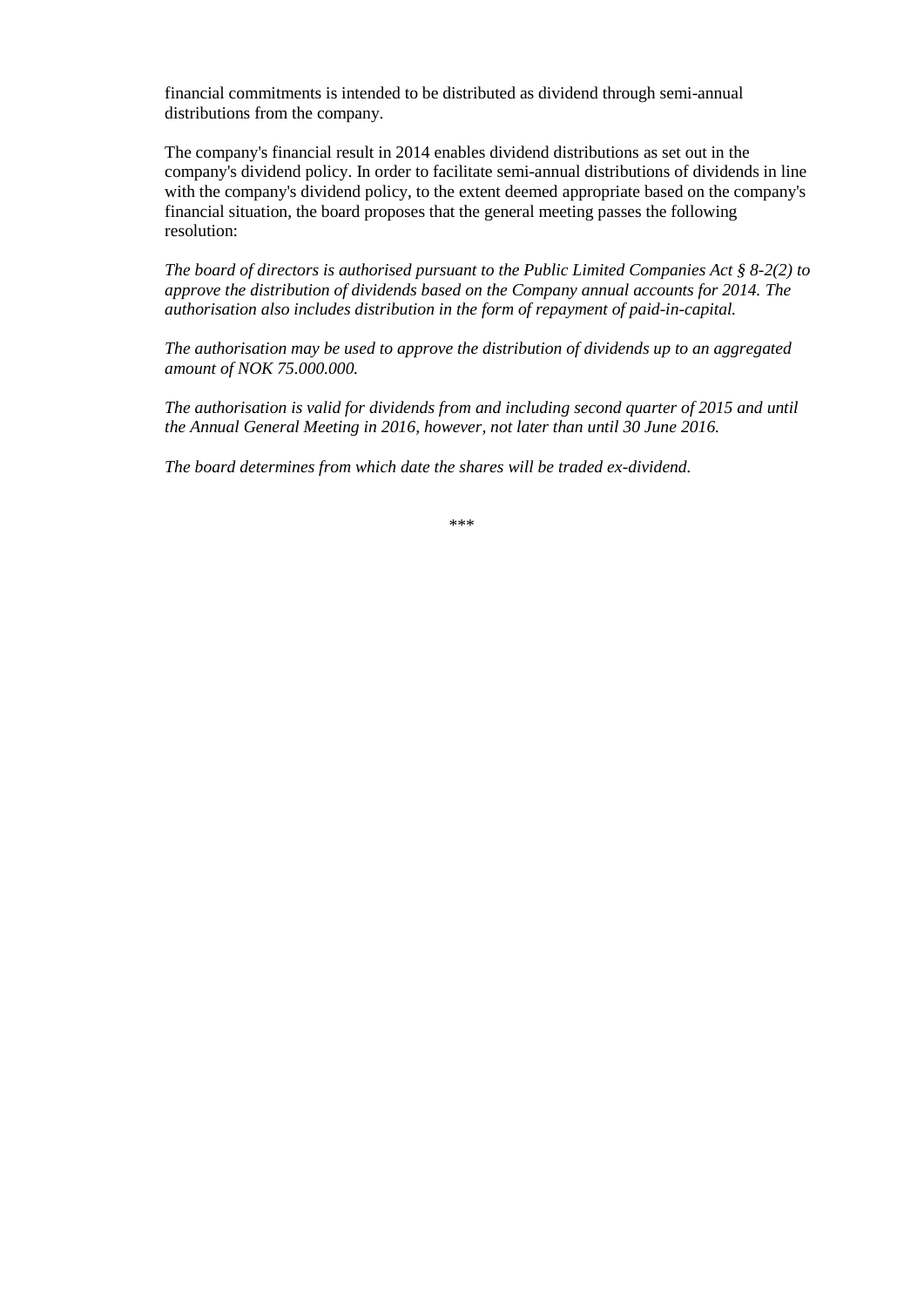financial commitments is intended to be distributed as dividend through semi-annual distributions from the company.

The company's financial result in 2014 enables dividend distributions as set out in the company's dividend policy. In order to facilitate semi-annual distributions of dividends in line with the company's dividend policy, to the extent deemed appropriate based on the company's financial situation, the board proposes that the general meeting passes the following resolution:

*The board of directors is authorised pursuant to the Public Limited Companies Act § 8-2(2) to approve the distribution of dividends based on the Company annual accounts for 2014. The authorisation also includes distribution in the form of repayment of paid-in-capital.*

*The authorisation may be used to approve the distribution of dividends up to an aggregated amount of NOK 75.000.000.*

*The authorisation is valid for dividends from and including second quarter of 2015 and until the Annual General Meeting in 2016, however, not later than until 30 June 2016.*

*The board determines from which date the shares will be traded ex-dividend.*

***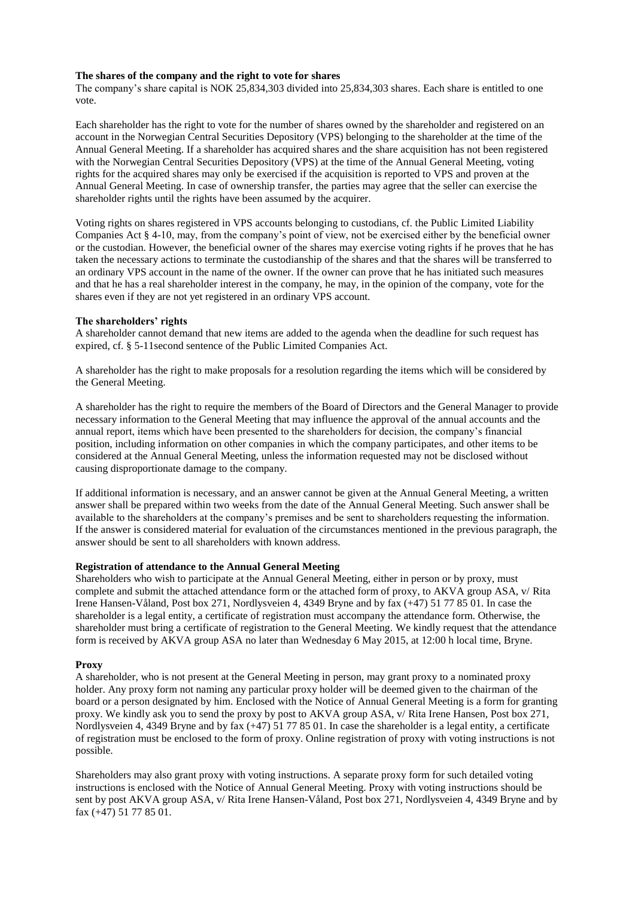**The shares of the company and the right to vote for shares**

The company's share capital is NOK 25,834,303 divided into 25,834,303 shares. Each share is entitled to one vote.

Each shareholder has the right to vote for the number of shares owned by the shareholder and registered on an account in the Norwegian Central Securities Depository (VPS) belonging to the shareholder at the time of the Annual General Meeting. If a shareholder has acquired shares and the share acquisition has not been registered with the Norwegian Central Securities Depository (VPS) at the time of the Annual General Meeting, voting rights for the acquired shares may only be exercised if the acquisition is reported to VPS and proven at the Annual General Meeting. In case of ownership transfer, the parties may agree that the seller can exercise the shareholder rights until the rights have been assumed by the acquirer.

Voting rights on shares registered in VPS accounts belonging to custodians, cf. the Public Limited Liability Companies Act § 4-10, may, from the company's point of view, not be exercised either by the beneficial owner or the custodian. However, the beneficial owner of the shares may exercise voting rights if he proves that he has taken the necessary actions to terminate the custodianship of the shares and that the shares will be transferred to an ordinary VPS account in the name of the owner. If the owner can prove that he has initiated such measures and that he has a real shareholder interest in the company, he may, in the opinion of the company, vote for the shares even if they are not yet registered in an ordinary VPS account.

**The shareholders' rights**

A shareholder cannot demand that new items are added to the agenda when the deadline for such request has expired, cf. § 5-11second sentence of the Public Limited Companies Act.

A shareholder has the right to make proposals for a resolution regarding the items which will be considered by the General Meeting.

A shareholder has the right to require the members of the Board of Directors and the General Manager to provide necessary information to the General Meeting that may influence the approval of the annual accounts and the annual report, items which have been presented to the shareholders for decision, the company's financial position, including information on other companies in which the company participates, and other items to be considered at the Annual General Meeting, unless the information requested may not be disclosed without causing disproportionate damage to the company.

If additional information is necessary, and an answer cannot be given at the Annual General Meeting, a written answer shall be prepared within two weeks from the date of the Annual General Meeting. Such answer shall be available to the shareholders at the company's premises and be sent to shareholders requesting the information. If the answer is considered material for evaluation of the circumstances mentioned in the previous paragraph, the answer should be sent to all shareholders with known address.

**Registration of attendance to the Annual General Meeting**

Shareholders who wish to participate at the Annual General Meeting, either in person or by proxy, must complete and submit the attached attendance form or the attached form of proxy, to AKVA group ASA, v/ Rita Irene Hansen-Våland, Post box 271, Nordlysveien 4, 4349 Bryne and by fax (+47) 51 77 85 01. In case the shareholder is a legal entity, a certificate of registration must accompany the attendance form. Otherwise, the shareholder must bring a certificate of registration to the General Meeting. We kindly request that the attendance form is received by AKVA group ASA no later than Wednesday 6 May 2015, at 12:00 h local time, Bryne.

**Proxy**

A shareholder, who is not present at the General Meeting in person, may grant proxy to a nominated proxy holder. Any proxy form not naming any particular proxy holder will be deemed given to the chairman of the board or a person designated by him. Enclosed with the Notice of Annual General Meeting is a form for granting proxy. We kindly ask you to send the proxy by post to AKVA group ASA, v/ Rita Irene Hansen, Post box 271, Nordlysveien 4, 4349 Bryne and by fax (+47) 51 77 85 01. In case the shareholder is a legal entity, a certificate of registration must be enclosed to the form of proxy. Online registration of proxy with voting instructions is not possible.

Shareholders may also grant proxy with voting instructions. A separate proxy form for such detailed voting instructions is enclosed with the Notice of Annual General Meeting. Proxy with voting instructions should be sent by post AKVA group ASA, v/ Rita Irene Hansen-Våland, Post box 271, Nordlysveien 4, 4349 Bryne and by fax (+47) 51 77 85 01.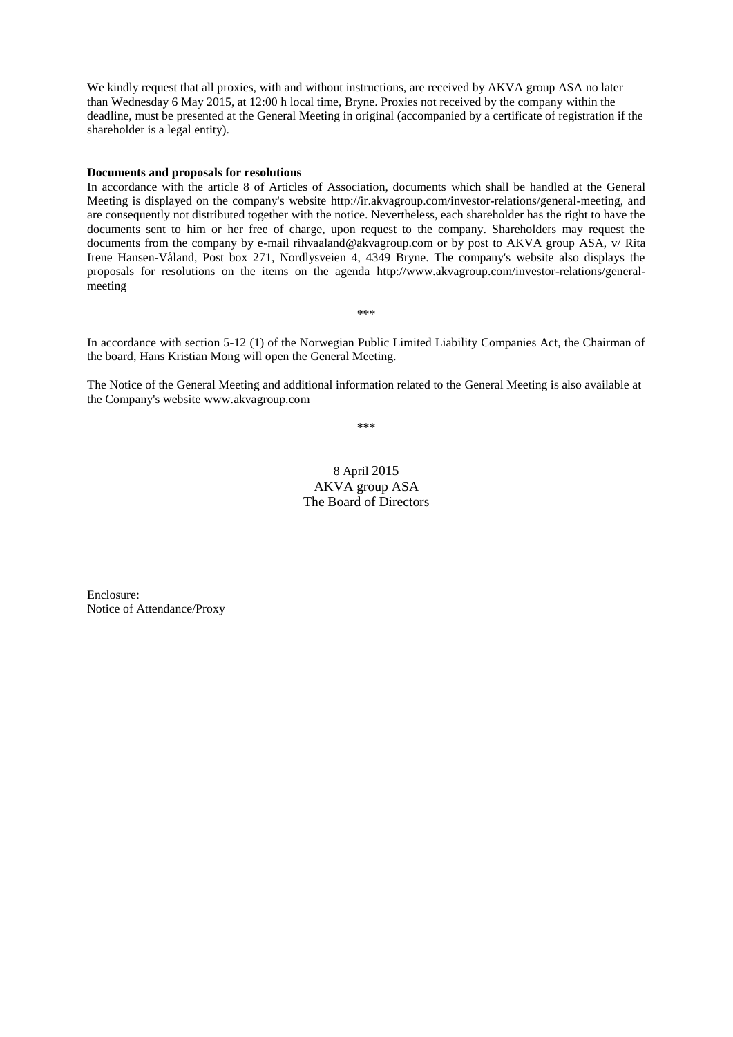We kindly request that all proxies, with and without instructions, are received by AKVA group ASA no later than Wednesday 6 May 2015, at 12:00 h local time, Bryne. Proxies not received by the company within the deadline, must be presented at the General Meeting in original (accompanied by a certificate of registration if the shareholder is a legal entity).

**Documents and proposals for resolutions**

In accordance with the article 8 of Articles of Association, documents which shall be handled at the General Meeting is displayed on the company's website http://ir.akvagroup.com/investor-relations/general-meeting, and are consequently not distributed together with the notice. Nevertheless, each shareholder has the right to have the documents sent to him or her free of charge, upon request to the company. Shareholders may request the documents from the company by e-mail rihvaaland@akvagroup.com or by post to AKVA group ASA, v/ Rita Irene Hansen-Våland, Post box 271, Nordlysveien 4, 4349 Bryne. The company's website also displays the proposals for resolutions on the items on the agenda http://www.akvagroup.com/investor-relations/general-meeting

***

In accordance with section 5-12 (1) of the Norwegian Public Limited Liability Companies Act, the Chairman of the board, Hans Kristian Mong will open the General Meeting.

The Notice of the General Meeting and additional information related to the General Meeting is also available at the Company's website www.akvagroup.com

***

8 April 2015
AKVA group ASA
The Board of Directors

Enclosure:
Notice of Attendance/Proxy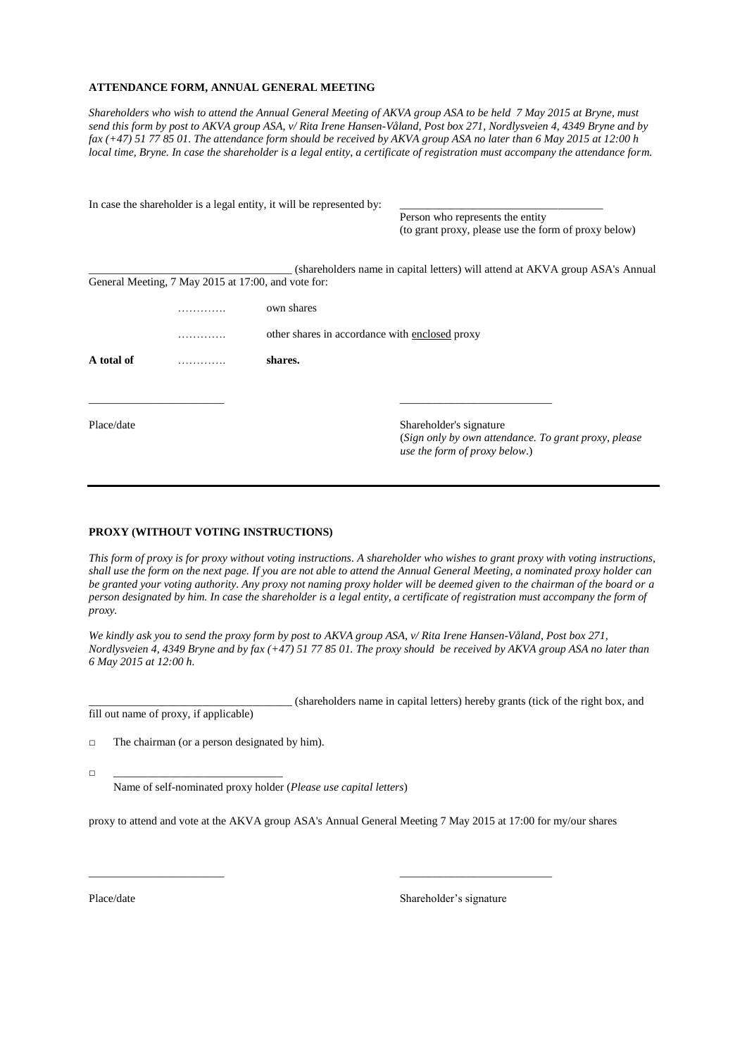**ATTENDANCE FORM, ANNUAL GENERAL MEETING**

*Shareholders who wish to attend the Annual General Meeting of AKVA group ASA to be held 7 May 2015 at Bryne, must send this form by post to AKVA group ASA, v/ Rita Irene Hansen-Våland, Post box 271, Nordlysveien 4, 4349 Bryne and by fax (+47) 51 77 85 01. The attendance form should be received by AKVA group ASA no later than 6 May 2015 at 12:00 h local time, Bryne. In case the shareholder is a legal entity, a certificate of registration must accompany the attendance form.*

In case the shareholder is a legal entity, it will be represented by: ___________________________________

Person who represents the entity
(to grant proxy, please use the form of proxy below)

___________________________________ (shareholders name in capital letters) will attend at AKVA group ASA's Annual General Meeting, 7 May 2015 at 17:00, and vote for:

…………. own shares

…………. other shares in accordance with enclosed proxy

**A total of** …………. **shares.**

________________________ ___________________________

Place/date

Shareholder's signature
(*Sign only by own attendance. To grant proxy, please use the form of proxy below*.)

---

**PROXY (WITHOUT VOTING INSTRUCTIONS)**

*This form of proxy is for proxy without voting instructions. A shareholder who wishes to grant proxy with voting instructions, shall use the form on the next page. If you are not able to attend the Annual General Meeting, a nominated proxy holder can be granted your voting authority. Any proxy not naming proxy holder will be deemed given to the chairman of the board or a person designated by him. In case the shareholder is a legal entity, a certificate of registration must accompany the form of proxy.*

*We kindly ask you to send the proxy form by post to AKVA group ASA, v/ Rita Irene Hansen-Våland, Post box 271, Nordlysveien 4, 4349 Bryne and by fax (+47) 51 77 85 01. The proxy should be received by AKVA group ASA no later than 6 May 2015 at 12:00 h.*

___________________________________ (shareholders name in capital letters) hereby grants (tick of the right box, and fill out name of proxy, if applicable)

□ The chairman (or a person designated by him).

□ ______________________________
Name of self-nominated proxy holder (*Please use capital letters*)

proxy to attend and vote at the AKVA group ASA's Annual General Meeting 7 May 2015 at 17:00 for my/our shares

________________________ ___________________________

Place/date

Shareholder's signature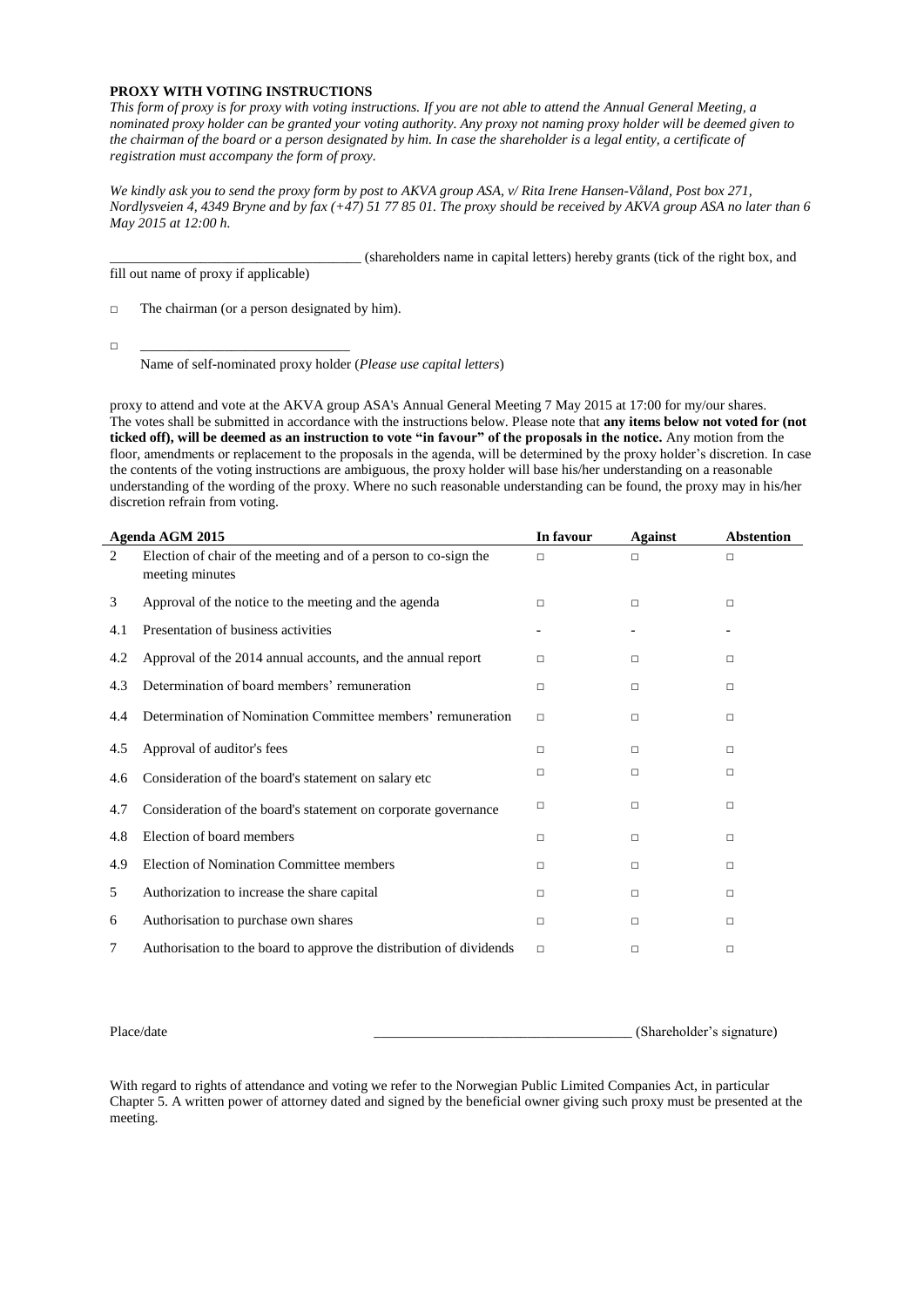**PROXY WITH VOTING INSTRUCTIONS**

*This form of proxy is for proxy with voting instructions. If you are not able to attend the Annual General Meeting, a nominated proxy holder can be granted your voting authority. Any proxy not naming proxy holder will be deemed given to the chairman of the board or a person designated by him. In case the shareholder is a legal entity, a certificate of registration must accompany the form of proxy.*

*We kindly ask you to send the proxy form by post to AKVA group ASA, v/ Rita Irene Hansen-Våland, Post box 271, Nordlysveien 4, 4349 Bryne and by fax (+47) 51 77 85 01. The proxy should be received by AKVA group ASA no later than 6 May 2015 at 12:00 h.*

___________________________________ (shareholders name in capital letters) hereby grants (tick of the right box, and fill out name of proxy if applicable)

□ The chairman (or a person designated by him).

□ ______________________________

Name of self-nominated proxy holder (*Please use capital letters*)

proxy to attend and vote at the AKVA group ASA's Annual General Meeting 7 May 2015 at 17:00 for my/our shares. The votes shall be submitted in accordance with the instructions below. Please note that **any items below not voted for (not ticked off), will be deemed as an instruction to vote "in favour" of the proposals in the notice.** Any motion from the floor, amendments or replacement to the proposals in the agenda, will be determined by the proxy holder's discretion. In case the contents of the voting instructions are ambiguous, the proxy holder will base his/her understanding on a reasonable understanding of the wording of the proxy. Where no such reasonable understanding can be found, the proxy may in his/her discretion refrain from voting.

| Agenda AGM 2015 | | In favour | Against | Abstention |
|---|---|---|---|---|
| 2 | Election of chair of the meeting and of a person to co-sign the meeting minutes | □ | □ | □ |
| 3 | Approval of the notice to the meeting and the agenda | □ | □ | □ |
| 4.1 | Presentation of business activities | - | - | - |
| 4.2 | Approval of the 2014 annual accounts, and the annual report | □ | □ | □ |
| 4.3 | Determination of board members' remuneration | □ | □ | □ |
| 4.4 | Determination of Nomination Committee members' remuneration | □ | □ | □ |
| 4.5 | Approval of auditor's fees | □ | □ | □ |
| 4.6 | Consideration of the board's statement on salary etc | □ | □ | □ |
| 4.7 | Consideration of the board's statement on corporate governance | □ | □ | □ |
| 4.8 | Election of board members | □ | □ | □ |
| 4.9 | Election of Nomination Committee members | □ | □ | □ |
| 5 | Authorization to increase the share capital | □ | □ | □ |
| 6 | Authorisation to purchase own shares | □ | □ | □ |
| 7 | Authorisation to the board to approve the distribution of dividends | □ | □ | □ |

Place/date ______________________________________ (Shareholder's signature)

With regard to rights of attendance and voting we refer to the Norwegian Public Limited Companies Act, in particular Chapter 5. A written power of attorney dated and signed by the beneficial owner giving such proxy must be presented at the meeting.